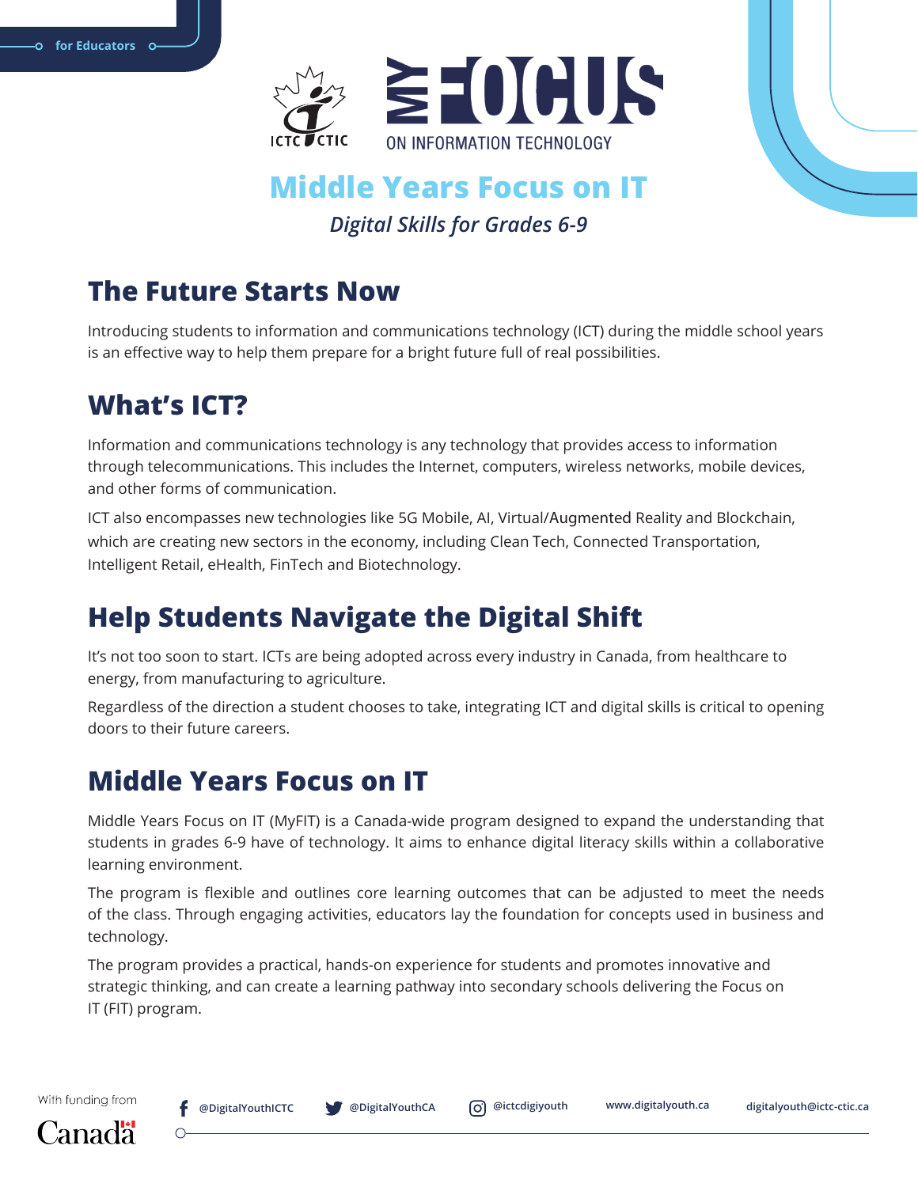for Educators

ICTC CTIC

MY FOCUS ON INFORMATION TECHNOLOGY

# Middle Years Focus on IT

*Digital Skills for Grades 6-9*

## The Future Starts Now

Introducing students to information and communications technology (ICT) during the middle school years is an effective way to help them prepare for a bright future full of real possibilities.

## What's ICT?

Information and communications technology is any technology that provides access to information through telecommunications. This includes the Internet, computers, wireless networks, mobile devices, and other forms of communication.

ICT also encompasses new technologies like 5G Mobile, AI, Virtual/Augmented Reality and Blockchain, which are creating new sectors in the economy, including Clean Tech, Connected Transportation, Intelligent Retail, eHealth, FinTech and Biotechnology.

## Help Students Navigate the Digital Shift

It's not too soon to start. ICTs are being adopted across every industry in Canada, from healthcare to energy, from manufacturing to agriculture.

Regardless of the direction a student chooses to take, integrating ICT and digital skills is critical to opening doors to their future careers.

## Middle Years Focus on IT

Middle Years Focus on IT (MyFIT) is a Canada-wide program designed to expand the understanding that students in grades 6-9 have of technology. It aims to enhance digital literacy skills within a collaborative learning environment.

The program is flexible and outlines core learning outcomes that can be adjusted to meet the needs of the class. Through engaging activities, educators lay the foundation for concepts used in business and technology.

The program provides a practical, hands-on experience for students and promotes innovative and strategic thinking, and can create a learning pathway into secondary schools delivering the Focus on IT (FIT) program.

With funding from Canada

@DigitalYouthICTC @DigitalYouthCA @ictcdigiyouth www.digitalyouth.ca digitalyouth@ictc-ctic.ca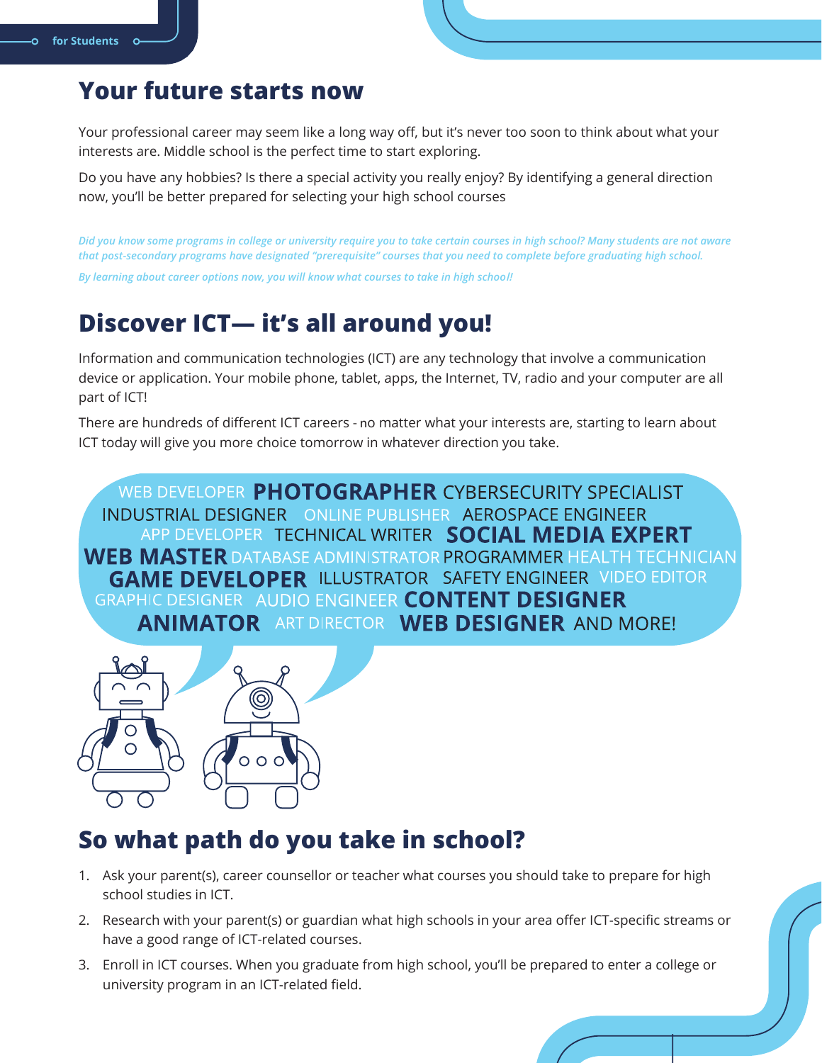## Your future starts now

Your professional career may seem like a long way off, but it's never too soon to think about what your interests are. Middle school is the perfect time to start exploring.

Do you have any hobbies? Is there a special activity you really enjoy? By identifying a general direction now, you'll be better prepared for selecting your high school courses

*Did you know some programs in college or university require you to take certain courses in high school? Many students are not aware that post-secondary programs have designated "prerequisite" courses that you need to complete before graduating high school.*

*By learning about career options now, you will know what courses to take in high school!*

## Discover ICT— it's all around you!

Information and communication technologies (ICT) are any technology that involve a communication device or application. Your mobile phone, tablet, apps, the Internet, TV, radio and your computer are all part of ICT!

There are hundreds of different ICT careers - no matter what your interests are, starting to learn about ICT today will give you more choice tomorrow in whatever direction you take.

WEB DEVELOPER **PHOTOGRAPHER** CYBERSECURITY SPECIALIST INDUSTRIAL DESIGNER ONLINE PUBLISHER AEROSPACE ENGINEER APP DEVELOPER TECHNICAL WRITER **SOCIAL MEDIA EXPERT** **WEB MASTER** DATABASE ADMINISTRATOR PROGRAMMER HEALTH TECHNICIAN **GAME DEVELOPER** ILLUSTRATOR SAFETY ENGINEER VIDEO EDITOR GRAPHIC DESIGNER AUDIO ENGINEER **CONTENT DESIGNER** **ANIMATOR** ART DIRECTOR **WEB DESIGNER** AND MORE!

## So what path do you take in school?

1. Ask your parent(s), career counsellor or teacher what courses you should take to prepare for high school studies in ICT.
2. Research with your parent(s) or guardian what high schools in your area offer ICT-specific streams or have a good range of ICT-related courses.
3. Enroll in ICT courses. When you graduate from high school, you'll be prepared to enter a college or university program in an ICT-related field.